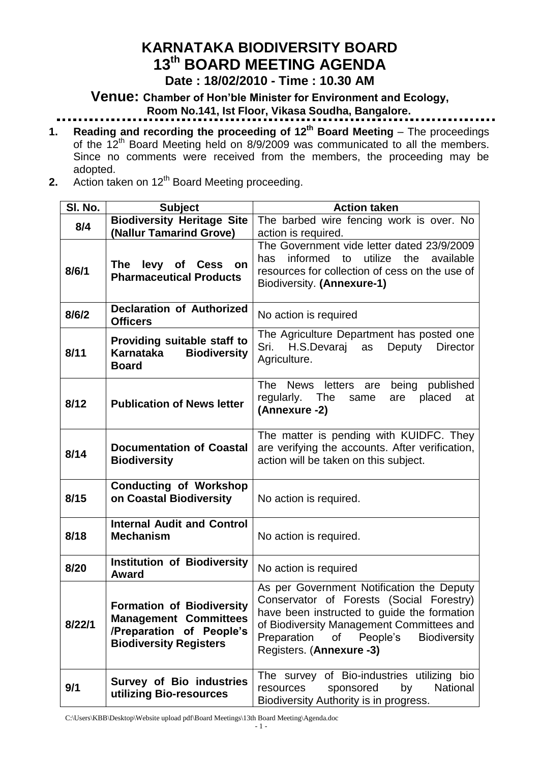# KARNATAKA BIODIVERSITY BOARD
# 13th BOARD MEETING AGENDA

## Date : 18/02/2010 - Time : 10.30 AM

### Venue: Chamber of Hon'ble Minister for Environment and Ecology, Room No.141, Ist Floor, Vikasa Soudha, Bangalore.

1. **Reading and recording the proceeding of 12th Board Meeting** – The proceedings of the 12th Board Meeting held on 8/9/2009 was communicated to all the members. Since no comments were received from the members, the proceeding may be adopted.
2. Action taken on 12th Board Meeting proceeding.

| Sl. No. | Subject | Action taken |
|---|---|---|
| 8/4 | **Biodiversity Heritage Site (Nallur Tamarind Grove)** | The barbed wire fencing work is over. No action is required. |
| 8/6/1 | **The levy of Cess on Pharmaceutical Products** | The Government vide letter dated 23/9/2009 has informed to utilize the available resources for collection of cess on the use of Biodiversity. **(Annexure-1)** |
| 8/6/2 | **Declaration of Authorized Officers** | No action is required |
| 8/11 | **Providing suitable staff to Karnataka Biodiversity Board** | The Agriculture Department has posted one Sri. H.S.Devaraj as Deputy Director Agriculture. |
| 8/12 | **Publication of News letter** | The News letters are being published regularly. The same are placed at **(Annexure -2)** |
| 8/14 | **Documentation of Coastal Biodiversity** | The matter is pending with KUIDFC. They are verifying the accounts. After verification, action will be taken on this subject. |
| 8/15 | **Conducting of Workshop on Coastal Biodiversity** | No action is required. |
| 8/18 | **Internal Audit and Control Mechanism** | No action is required. |
| 8/20 | **Institution of Biodiversity Award** | No action is required |
| 8/22/1 | **Formation of Biodiversity Management Committees /Preparation of People's Biodiversity Registers** | As per Government Notification the Deputy Conservator of Forests (Social Forestry) have been instructed to guide the formation of Biodiversity Management Committees and Preparation of People's Biodiversity Registers. (**Annexure -3)** |
| 9/1 | **Survey of Bio industries utilizing Bio-resources** | The survey of Bio-industries utilizing bio resources sponsored by National Biodiversity Authority is in progress. |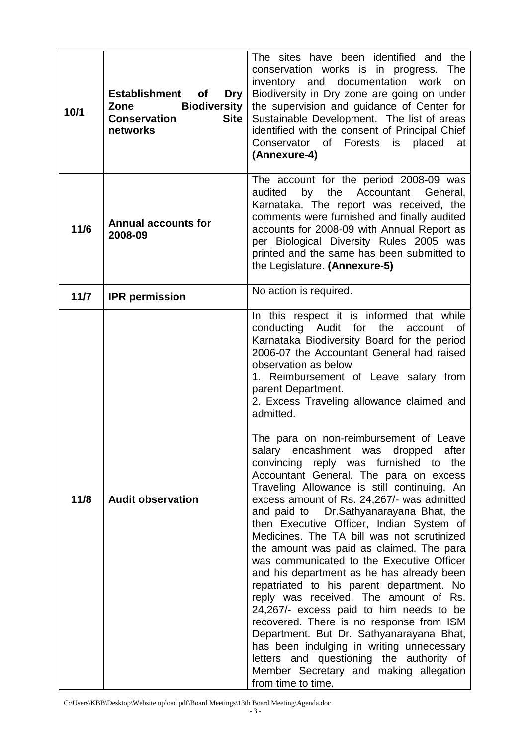| 10/1 | **Establishment of Dry Zone Biodiversity Conservation Site networks** | The sites have been identified and the conservation works is in progress. The inventory and documentation work on Biodiversity in Dry zone are going on under the supervision and guidance of Center for Sustainable Development. The list of areas identified with the consent of Principal Chief Conservator of Forests is placed at **(Annexure-4)** |
|---|---|---|
| **11/6** | **Annual accounts for 2008-09** | The account for the period 2008-09 was audited by the Accountant General, Karnataka. The report was received, the comments were furnished and finally audited accounts for 2008-09 with Annual Report as per Biological Diversity Rules 2005 was printed and the same has been submitted to the Legislature. **(Annexure-5)** |
| **11/7** | **IPR permission** | No action is required. |
| **11/8** | **Audit observation** | In this respect it is informed that while conducting Audit for the account of Karnataka Biodiversity Board for the period 2006-07 the Accountant General had raised observation as below<br>1. Reimbursement of Leave salary from parent Department.<br>2. Excess Traveling allowance claimed and admitted.<br><br>The para on non-reimbursement of Leave salary encashment was dropped after convincing reply was furnished to the Accountant General. The para on excess Traveling Allowance is still continuing. An excess amount of Rs. 24,267/- was admitted and paid to Dr.Sathyanarayana Bhat, the then Executive Officer, Indian System of Medicines. The TA bill was not scrutinized the amount was paid as claimed. The para was communicated to the Executive Officer and his department as he has already been repatriated to his parent department. No reply was received. The amount of Rs. 24,267/- excess paid to him needs to be recovered. There is no response from ISM Department. But Dr. Sathyanarayana Bhat, has been indulging in writing unnecessary letters and questioning the authority of Member Secretary and making allegation from time to time. |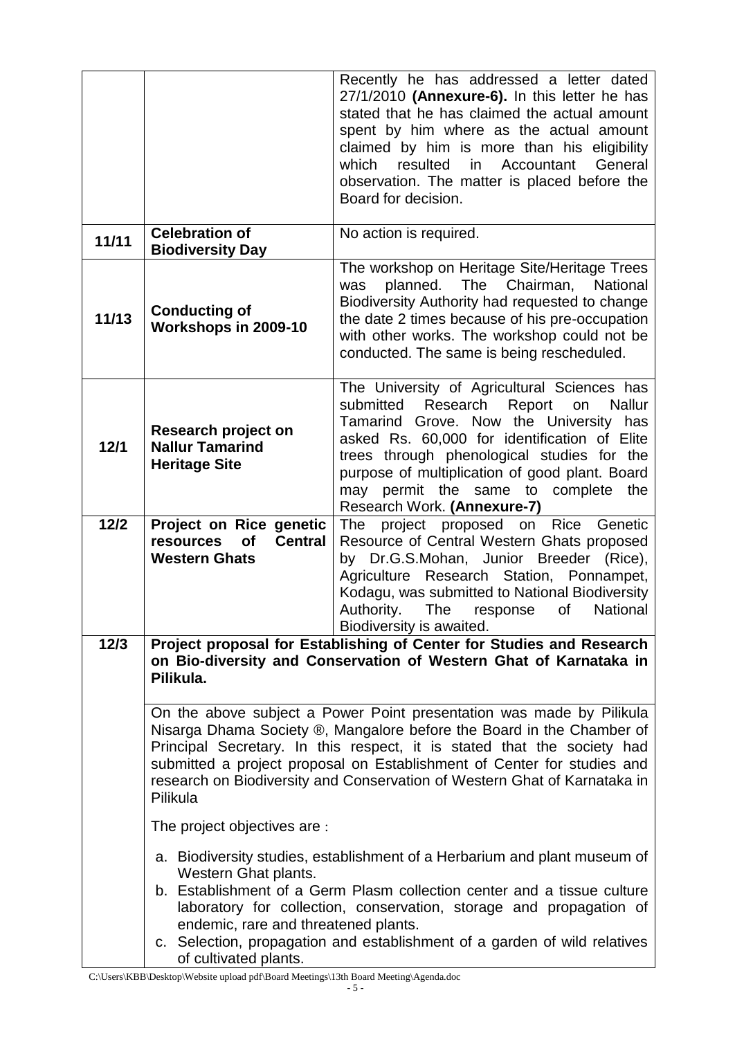| | | |
|---|---|---|
| | | Recently he has addressed a letter dated 27/1/2010 **(Annexure-6).** In this letter he has stated that he has claimed the actual amount spent by him where as the actual amount claimed by him is more than his eligibility which resulted in Accountant General observation. The matter is placed before the Board for decision. |
| **11/11** | **Celebration of Biodiversity Day** | No action is required. |
| **11/13** | **Conducting of Workshops in 2009-10** | The workshop on Heritage Site/Heritage Trees was planned. The Chairman, National Biodiversity Authority had requested to change the date 2 times because of his pre-occupation with other works. The workshop could not be conducted. The same is being rescheduled. |
| **12/1** | **Research project on Nallur Tamarind Heritage Site** | The University of Agricultural Sciences has submitted Research Report on Nallur Tamarind Grove. Now the University has asked Rs. 60,000 for identification of Elite trees through phenological studies for the purpose of multiplication of good plant. Board may permit the same to complete the Research Work. **(Annexure-7)** |
| **12/2** | **Project on Rice genetic resources of Central Western Ghats** | The project proposed on Rice Genetic Resource of Central Western Ghats proposed by Dr.G.S.Mohan, Junior Breeder (Rice), Agriculture Research Station, Ponnampet, Kodagu, was submitted to National Biodiversity Authority. The response of National Biodiversity is awaited. |

**12/3** **Project proposal for Establishing of Center for Studies and Research on Bio-diversity and Conservation of Western Ghat of Karnataka in Pilikula.**

On the above subject a Power Point presentation was made by Pilikula Nisarga Dhama Society ®, Mangalore before the Board in the Chamber of Principal Secretary. In this respect, it is stated that the society had submitted a project proposal on Establishment of Center for studies and research on Biodiversity and Conservation of Western Ghat of Karnataka in Pilikula

The project objectives are :

a. Biodiversity studies, establishment of a Herbarium and plant museum of Western Ghat plants.
b. Establishment of a Germ Plasm collection center and a tissue culture laboratory for collection, conservation, storage and propagation of endemic, rare and threatened plants.
c. Selection, propagation and establishment of a garden of wild relatives of cultivated plants.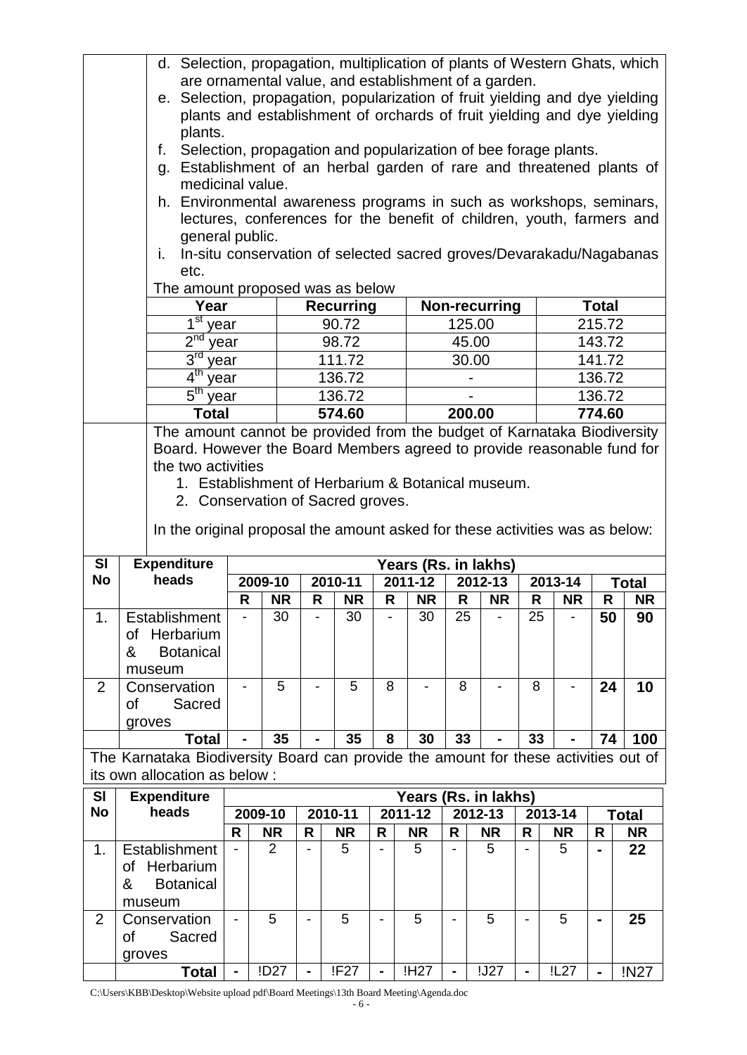d. Selection, propagation, multiplication of plants of Western Ghats, which are ornamental value, and establishment of a garden.

e. Selection, propagation, popularization of fruit yielding and dye yielding plants and establishment of orchards of fruit yielding and dye yielding plants.

f. Selection, propagation and popularization of bee forage plants.

g. Establishment of an herbal garden of rare and threatened plants of medicinal value.

h. Environmental awareness programs in such as workshops, seminars, lectures, conferences for the benefit of children, youth, farmers and general public.

i. In-situ conservation of selected sacred groves/Devarakadu/Nagabanas etc.

The amount proposed was as below

| Year | Recurring | Non-recurring | Total |
|---|---|---|---|
| 1st year | 90.72 | 125.00 | 215.72 |
| 2nd year | 98.72 | 45.00 | 143.72 |
| 3rd year | 111.72 | 30.00 | 141.72 |
| 4th year | 136.72 | - | 136.72 |
| 5th year | 136.72 | - | 136.72 |
| **Total** | **574.60** | **200.00** | **774.60** |

The amount cannot be provided from the budget of Karnataka Biodiversity Board. However the Board Members agreed to provide reasonable fund for the two activities

1. Establishment of Herbarium & Botanical museum.
2. Conservation of Sacred groves.

In the original proposal the amount asked for these activities was as below:

| Sl No | Expenditure heads | Years (Rs. in lakhs) | | | | | | | | | | | |
|---|---|---|---|---|---|---|---|---|---|---|---|---|---|
| | | 2009-10 | | 2010-11 | | 2011-12 | | 2012-13 | | 2013-14 | | Total | |
| | | R | NR | R | NR | R | NR | R | NR | R | NR | R | NR |
| 1. | Establishment of Herbarium & Botanical museum | - | 30 | - | 30 | - | 30 | 25 | - | 25 | - | **50** | **90** |
| 2 | Conservation of Sacred groves | - | 5 | - | 5 | 8 | - | 8 | - | 8 | - | **24** | **10** |
| | **Total** | **-** | **35** | **-** | **35** | **8** | **30** | **33** | **-** | **33** | **-** | **74** | **100** |

The Karnataka Biodiversity Board can provide the amount for these activities out of its own allocation as below :

| Sl No | Expenditure heads | Years (Rs. in lakhs) | | | | | | | | | | | |
|---|---|---|---|---|---|---|---|---|---|---|---|---|---|
| | | 2009-10 | | 2010-11 | | 2011-12 | | 2012-13 | | 2013-14 | | Total | |
| | | R | NR | R | NR | R | NR | R | NR | R | NR | R | NR |
| 1. | Establishment of Herbarium & Botanical museum | - | 2 | - | 5 | - | 5 | - | 5 | - | 5 | **-** | **22** |
| 2 | Conservation of Sacred groves | - | 5 | - | 5 | - | 5 | - | 5 | - | 5 | **-** | **25** |
| | **Total** | **-** | !D27 | **-** | !F27 | **-** | !H27 | **-** | !J27 | **-** | !L27 | **-** | !N27 |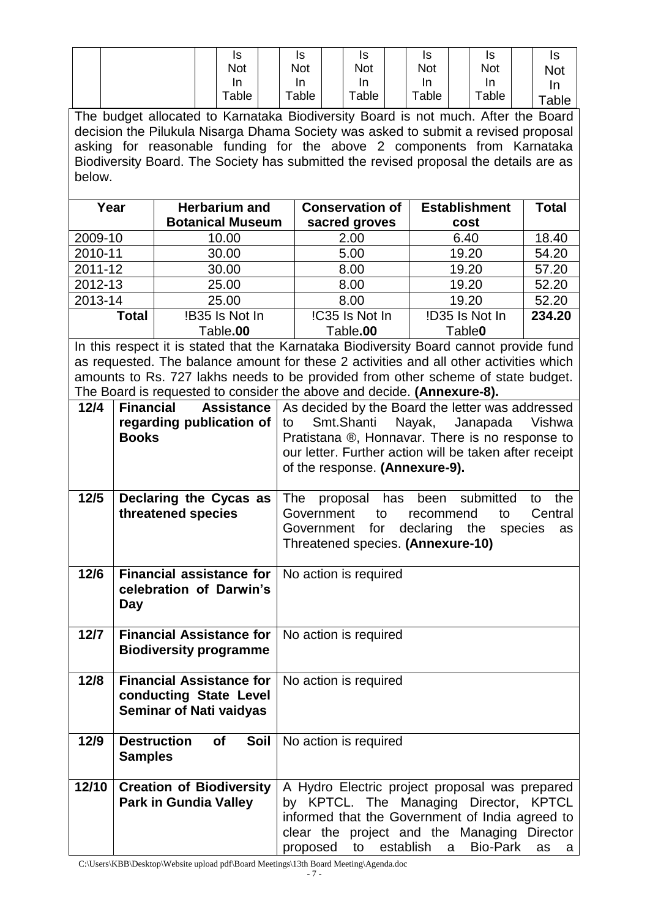| | | Is Not In Table | | Is Not In Table | | Is Not In Table | | Is Not In Table | | Is Not In Table | | Is Not In Table |
|---|---|---|---|---|---|---|---|---|---|---|---|---|

The budget allocated to Karnataka Biodiversity Board is not much. After the Board decision the Pilukula Nisarga Dhama Society was asked to submit a revised proposal asking for reasonable funding for the above 2 components from Karnataka Biodiversity Board. The Society has submitted the revised proposal the details are as below.

| Year | Herbarium and Botanical Museum | Conservation of sacred groves | Establishment cost | Total |
|---|---|---|---|---|
| 2009-10 | 10.00 | 2.00 | 6.40 | 18.40 |
| 2010-11 | 30.00 | 5.00 | 19.20 | 54.20 |
| 2011-12 | 30.00 | 8.00 | 19.20 | 57.20 |
| 2012-13 | 25.00 | 8.00 | 19.20 | 52.20 |
| 2013-14 | 25.00 | 8.00 | 19.20 | 52.20 |
| **Total** | !B35 Is Not In Table**.00** | !C35 Is Not In Table**.00** | !D35 Is Not In Table**0** | **234.20** |

In this respect it is stated that the Karnataka Biodiversity Board cannot provide fund as requested. The balance amount for these 2 activities and all other activities which amounts to Rs. 727 lakhs needs to be provided from other scheme of state budget. The Board is requested to consider the above and decide. **(Annexure-8).**

| | | |
|---|---|---|
| **12/4** | **Financial Assistance regarding publication of Books** | As decided by the Board the letter was addressed to Smt.Shanti Nayak, Janapada Vishwa Pratistana ®, Honnavar. There is no response to our letter. Further action will be taken after receipt of the response. **(Annexure-9).** |
| **12/5** | **Declaring the Cycas as threatened species** | The proposal has been submitted to the Government to recommend to Central Government for declaring the species as Threatened species. **(Annexure-10)** |
| **12/6** | **Financial assistance for celebration of Darwin's Day** | No action is required |
| **12/7** | **Financial Assistance for Biodiversity programme** | No action is required |
| **12/8** | **Financial Assistance for conducting State Level Seminar of Nati vaidyas** | No action is required |
| **12/9** | **Destruction of Soil Samples** | No action is required |
| **12/10** | **Creation of Biodiversity Park in Gundia Valley** | A Hydro Electric project proposal was prepared by KPTCL. The Managing Director, KPTCL informed that the Government of India agreed to clear the project and the Managing Director proposed to establish a Bio-Park as a |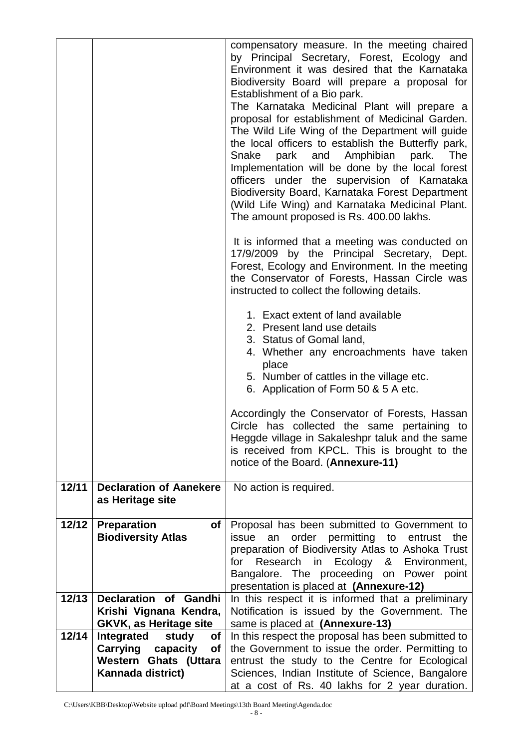| | | |
|---|---|---|
| | | compensatory measure. In the meeting chaired by Principal Secretary, Forest, Ecology and Environment it was desired that the Karnataka Biodiversity Board will prepare a proposal for Establishment of a Bio park.<br>The Karnataka Medicinal Plant will prepare a proposal for establishment of Medicinal Garden. The Wild Life Wing of the Department will guide the local officers to establish the Butterfly park, Snake park and Amphibian park. The Implementation will be done by the local forest officers under the supervision of Karnataka Biodiversity Board, Karnataka Forest Department (Wild Life Wing) and Karnataka Medicinal Plant. The amount proposed is Rs. 400.00 lakhs.<br><br>It is informed that a meeting was conducted on 17/9/2009 by the Principal Secretary, Dept. Forest, Ecology and Environment. In the meeting the Conservator of Forests, Hassan Circle was instructed to collect the following details.<br><br>1. Exact extent of land available<br>2. Present land use details<br>3. Status of Gomal land,<br>4. Whether any encroachments have taken place<br>5. Number of cattles in the village etc.<br>6. Application of Form 50 & 5 A etc.<br><br>Accordingly the Conservator of Forests, Hassan Circle has collected the same pertaining to Heggde village in Sakaleshpr taluk and the same is received from KPCL. This is brought to the notice of the Board. (**Annexure-11)** |
| **12/11** | **Declaration of Aanekere as Heritage site** | No action is required. |
| **12/12** | **Preparation of Biodiversity Atlas** | Proposal has been submitted to Government to issue an order permitting to entrust the preparation of Biodiversity Atlas to Ashoka Trust for Research in Ecology & Environment, Bangalore. The proceeding on Power point presentation is placed at **(Annexure-12)** |
| **12/13** | **Declaration of Gandhi Krishi Vignana Kendra, GKVK, as Heritage site** | In this respect it is informed that a preliminary Notification is issued by the Government. The same is placed at **(Annexure-13)** |
| **12/14** | **Integrated study of Carrying capacity of Western Ghats (Uttara Kannada district)** | In this respect the proposal has been submitted to the Government to issue the order. Permitting to entrust the study to the Centre for Ecological Sciences, Indian Institute of Science, Bangalore at a cost of Rs. 40 lakhs for 2 year duration. |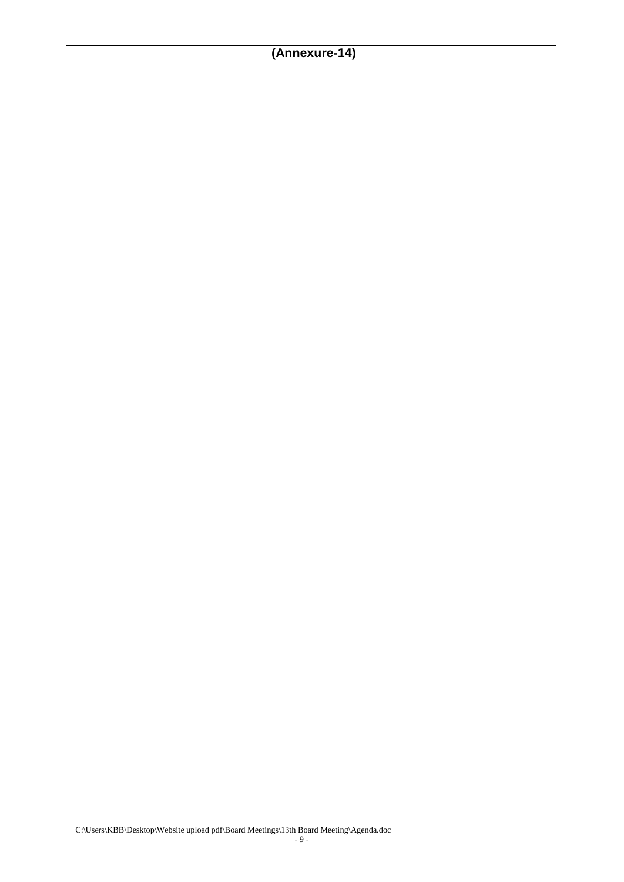|  |  | **(Annexure-14)** |
|---|---|---|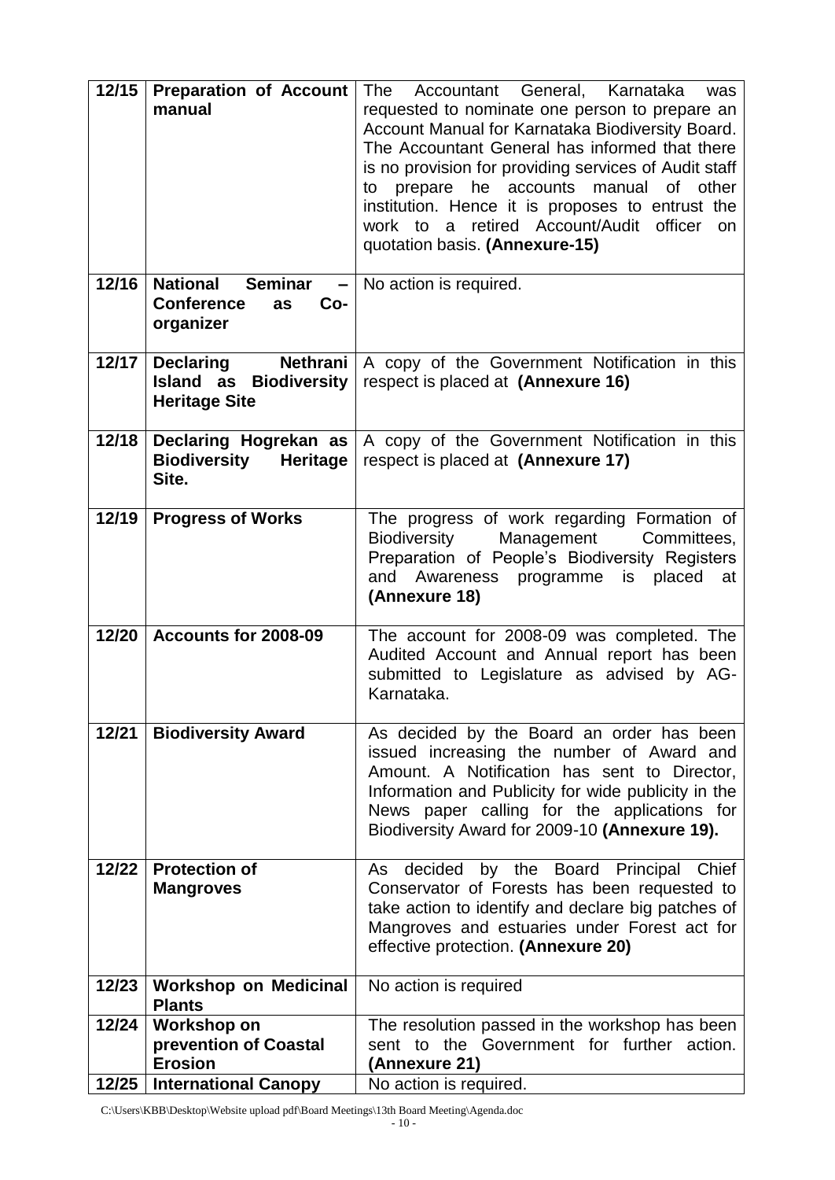| 12/15 | **Preparation of Account manual** | The Accountant General, Karnataka was requested to nominate one person to prepare an Account Manual for Karnataka Biodiversity Board. The Accountant General has informed that there is no provision for providing services of Audit staff to prepare he accounts manual of other institution. Hence it is proposes to entrust the work to a retired Account/Audit officer on quotation basis. **(Annexure-15)** |
|---|---|---|
| 12/16 | **National Seminar – Conference as Co-organizer** | No action is required. |
| 12/17 | **Declaring Nethrani Island as Biodiversity Heritage Site** | A copy of the Government Notification in this respect is placed at **(Annexure 16)** |
| 12/18 | **Declaring Hogrekan as Biodiversity Heritage Site.** | A copy of the Government Notification in this respect is placed at **(Annexure 17)** |
| 12/19 | **Progress of Works** | The progress of work regarding Formation of Biodiversity Management Committees, Preparation of People's Biodiversity Registers and Awareness programme is placed at **(Annexure 18)** |
| 12/20 | **Accounts for 2008-09** | The account for 2008-09 was completed. The Audited Account and Annual report has been submitted to Legislature as advised by AG-Karnataka. |
| 12/21 | **Biodiversity Award** | As decided by the Board an order has been issued increasing the number of Award and Amount. A Notification has sent to Director, Information and Publicity for wide publicity in the News paper calling for the applications for Biodiversity Award for 2009-10 **(Annexure 19).** |
| 12/22 | **Protection of Mangroves** | As decided by the Board Principal Chief Conservator of Forests has been requested to take action to identify and declare big patches of Mangroves and estuaries under Forest act for effective protection. **(Annexure 20)** |
| 12/23 | **Workshop on Medicinal Plants** | No action is required |
| 12/24 | **Workshop on prevention of Coastal Erosion** | The resolution passed in the workshop has been sent to the Government for further action. **(Annexure 21)** |
| 12/25 | **International Canopy** | No action is required. |

C:\Users\KBB\Desktop\Website upload pdf\Board Meetings\13th Board Meeting\Agenda.doc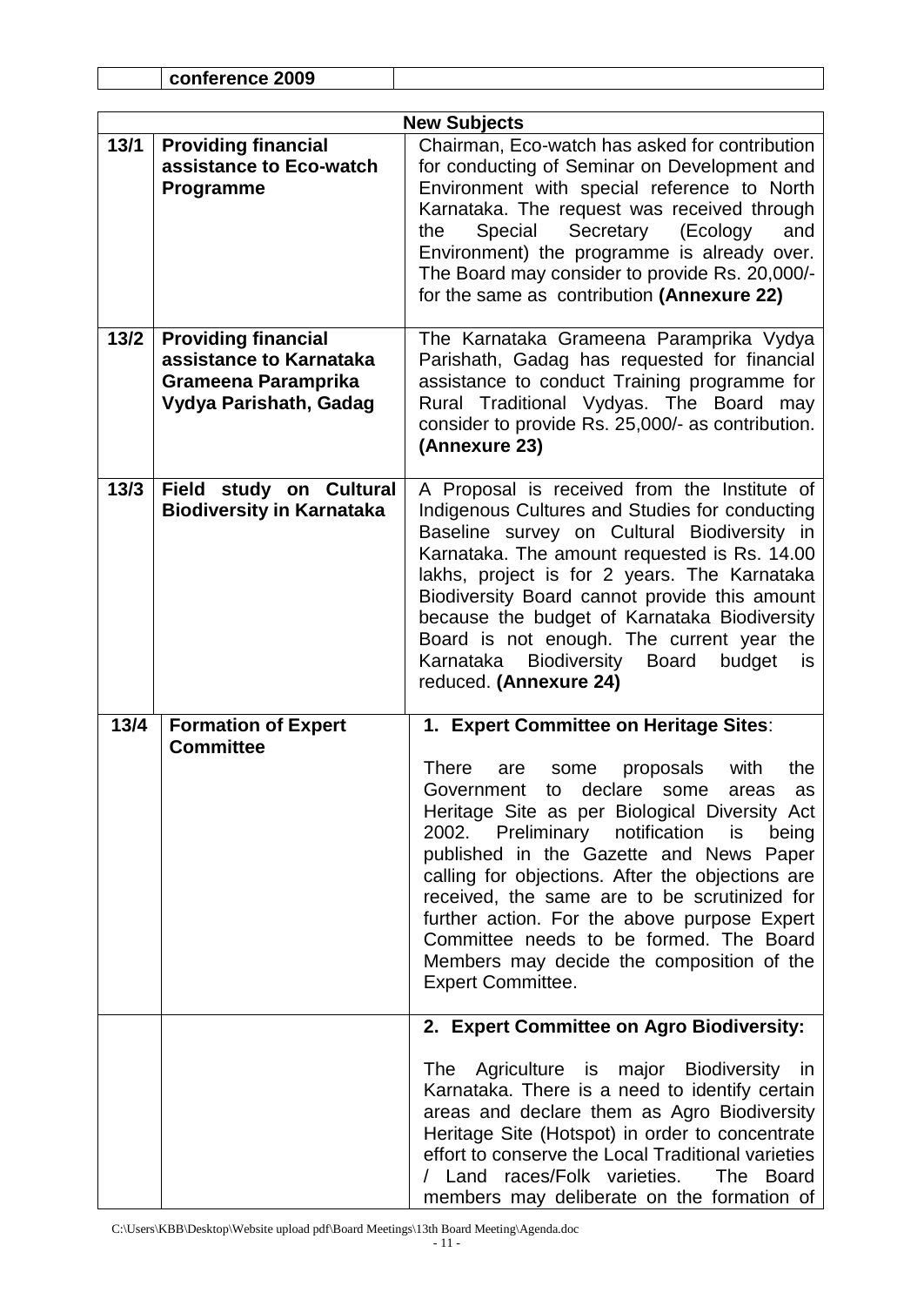| | conference 2009 | |
|---|---|---|

| New Subjects | | |
|---|---|---|
| 13/1 | **Providing financial assistance to Eco-watch Programme** | Chairman, Eco-watch has asked for contribution for conducting of Seminar on Development and Environment with special reference to North Karnataka. The request was received through the Special Secretary (Ecology and Environment) the programme is already over. The Board may consider to provide Rs. 20,000/- for the same as contribution **(Annexure 22)** |
| 13/2 | **Providing financial assistance to Karnataka Grameena Paramprika Vydya Parishath, Gadag** | The Karnataka Grameena Paramprika Vydya Parishath, Gadag has requested for financial assistance to conduct Training programme for Rural Traditional Vydyas. The Board may consider to provide Rs. 25,000/- as contribution. **(Annexure 23)** |
| 13/3 | **Field study on Cultural Biodiversity in Karnataka** | A Proposal is received from the Institute of Indigenous Cultures and Studies for conducting Baseline survey on Cultural Biodiversity in Karnataka. The amount requested is Rs. 14.00 lakhs, project is for 2 years. The Karnataka Biodiversity Board cannot provide this amount because the budget of Karnataka Biodiversity Board is not enough. The current year the Karnataka Biodiversity Board budget is reduced. **(Annexure 24)** |
| 13/4 | **Formation of Expert Committee** | **1. Expert Committee on Heritage Sites**: There are some proposals with the Government to declare some areas as Heritage Site as per Biological Diversity Act 2002. Preliminary notification is being published in the Gazette and News Paper calling for objections. After the objections are received, the same are to be scrutinized for further action. For the above purpose Expert Committee needs to be formed. The Board Members may decide the composition of the Expert Committee. |
| | | **2. Expert Committee on Agro Biodiversity:** The Agriculture is major Biodiversity in Karnataka. There is a need to identify certain areas and declare them as Agro Biodiversity Heritage Site (Hotspot) in order to concentrate effort to conserve the Local Traditional varieties / Land races/Folk varieties. The Board members may deliberate on the formation of |

C:\Users\KBB\Desktop\Website upload pdf\Board Meetings\13th Board Meeting\Agenda.doc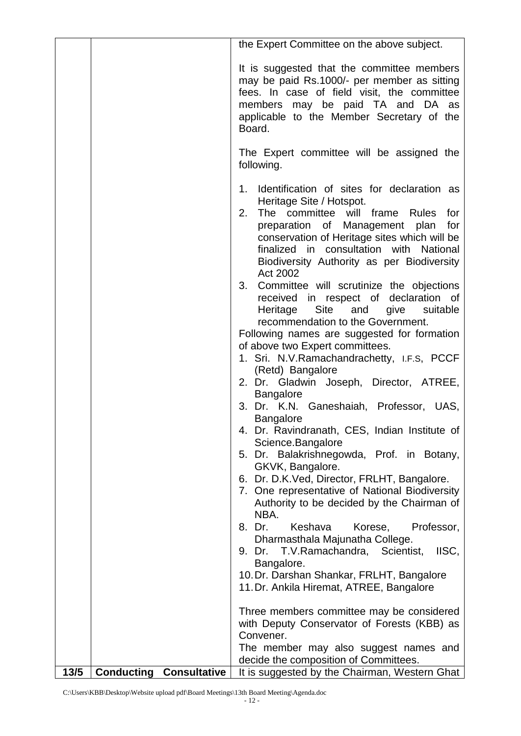| | | |
|---|---|---|
| | | the Expert Committee on the above subject.<br><br>It is suggested that the committee members may be paid Rs.1000/- per member as sitting fees. In case of field visit, the committee members may be paid TA and DA as applicable to the Member Secretary of the Board.<br><br>The Expert committee will be assigned the following.<br><br>1. Identification of sites for declaration as Heritage Site / Hotspot.<br>2. The committee will frame Rules for preparation of Management plan for conservation of Heritage sites which will be finalized in consultation with National Biodiversity Authority as per Biodiversity Act 2002<br>3. Committee will scrutinize the objections received in respect of declaration of Heritage Site and give suitable recommendation to the Government.<br><br>Following names are suggested for formation of above two Expert committees.<br>1. Sri. N.V.Ramachandrachetty, I.F.S, PCCF (Retd) Bangalore<br>2. Dr. Gladwin Joseph, Director, ATREE, Bangalore<br>3. Dr. K.N. Ganeshaiah, Professor, UAS, Bangalore<br>4. Dr. Ravindranath, CES, Indian Institute of Science.Bangalore<br>5. Dr. Balakrishnegowda, Prof. in Botany, GKVK, Bangalore.<br>6. Dr. D.K.Ved, Director, FRLHT, Bangalore.<br>7. One representative of National Biodiversity Authority to be decided by the Chairman of NBA.<br>8. Dr. Keshava Korese, Professor, Dharmasthala Majunatha College.<br>9. Dr. T.V.Ramachandra, Scientist, IISC, Bangalore.<br>10. Dr. Darshan Shankar, FRLHT, Bangalore<br>11. Dr. Ankila Hiremat, ATREE, Bangalore<br><br>Three members committee may be considered with Deputy Conservator of Forests (KBB) as Convener.<br>The member may also suggest names and decide the composition of Committees. |
| **13/5** | **Conducting Consultative** | It is suggested by the Chairman, Western Ghat |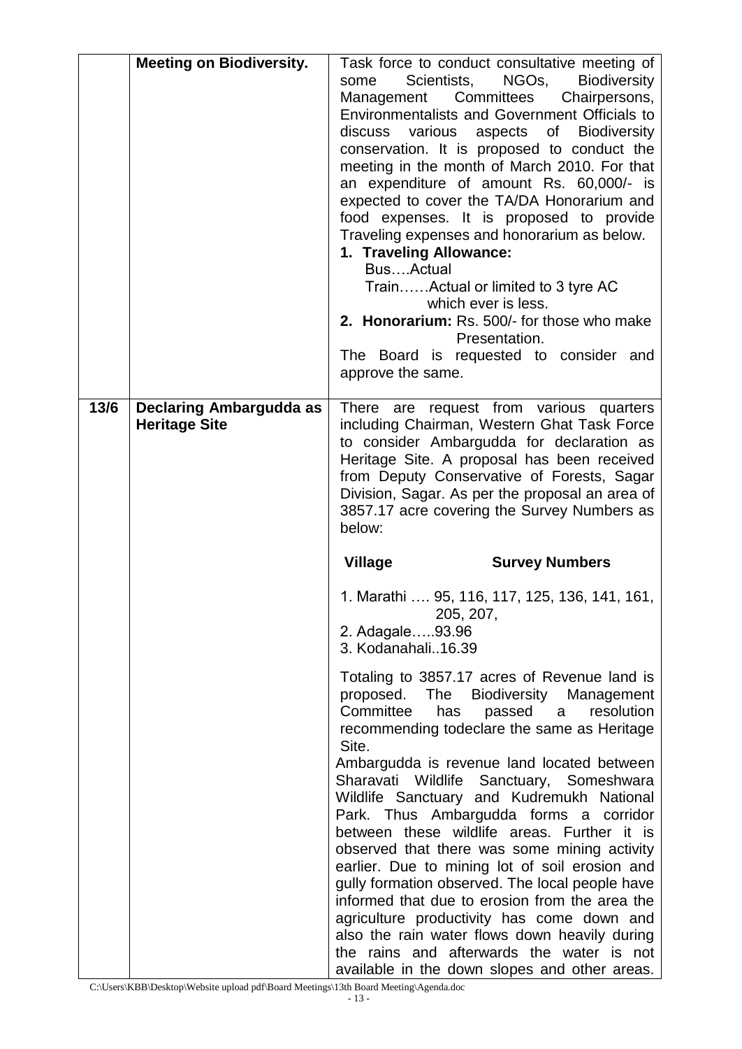| | | |
|---|---|---|
| | **Meeting on Biodiversity.** | Task force to conduct consultative meeting of some Scientists, NGOs, Biodiversity Management Committees Chairpersons, Environmentalists and Government Officials to discuss various aspects of Biodiversity conservation. It is proposed to conduct the meeting in the month of March 2010. For that an expenditure of amount Rs. 60,000/- is expected to cover the TA/DA Honorarium and food expenses. It is proposed to provide Traveling expenses and honorarium as below.<br>**1. Traveling Allowance:**<br>Bus….Actual<br>Train……Actual or limited to 3 tyre AC which ever is less.<br>**2. Honorarium:** Rs. 500/- for those who make Presentation.<br>The Board is requested to consider and approve the same. |
| **13/6** | **Declaring Ambargudda as Heritage Site** | There are request from various quarters including Chairman, Western Ghat Task Force to consider Ambargudda for declaration as Heritage Site. A proposal has been received from Deputy Conservative of Forests, Sagar Division, Sagar. As per the proposal an area of 3857.17 acre covering the Survey Numbers as below:<br>**Village** **Survey Numbers**<br>1. Marathi …. 95, 116, 117, 125, 136, 141, 161, 205, 207,<br>2. Adagale…..93.96<br>3. Kodanahali..16.39<br>Totaling to 3857.17 acres of Revenue land is proposed. The Biodiversity Management Committee has passed a resolution recommending todeclare the same as Heritage Site.<br>Ambargudda is revenue land located between Sharavati Wildlife Sanctuary, Someshwara Wildlife Sanctuary and Kudremukh National Park. Thus Ambargudda forms a corridor between these wildlife areas. Further it is observed that there was some mining activity earlier. Due to mining lot of soil erosion and gully formation observed. The local people have informed that due to erosion from the area the agriculture productivity has come down and also the rain water flows down heavily during the rains and afterwards the water is not available in the down slopes and other areas. |

C:\Users\KBB\Desktop\Website upload pdf\Board Meetings\13th Board Meeting\Agenda.doc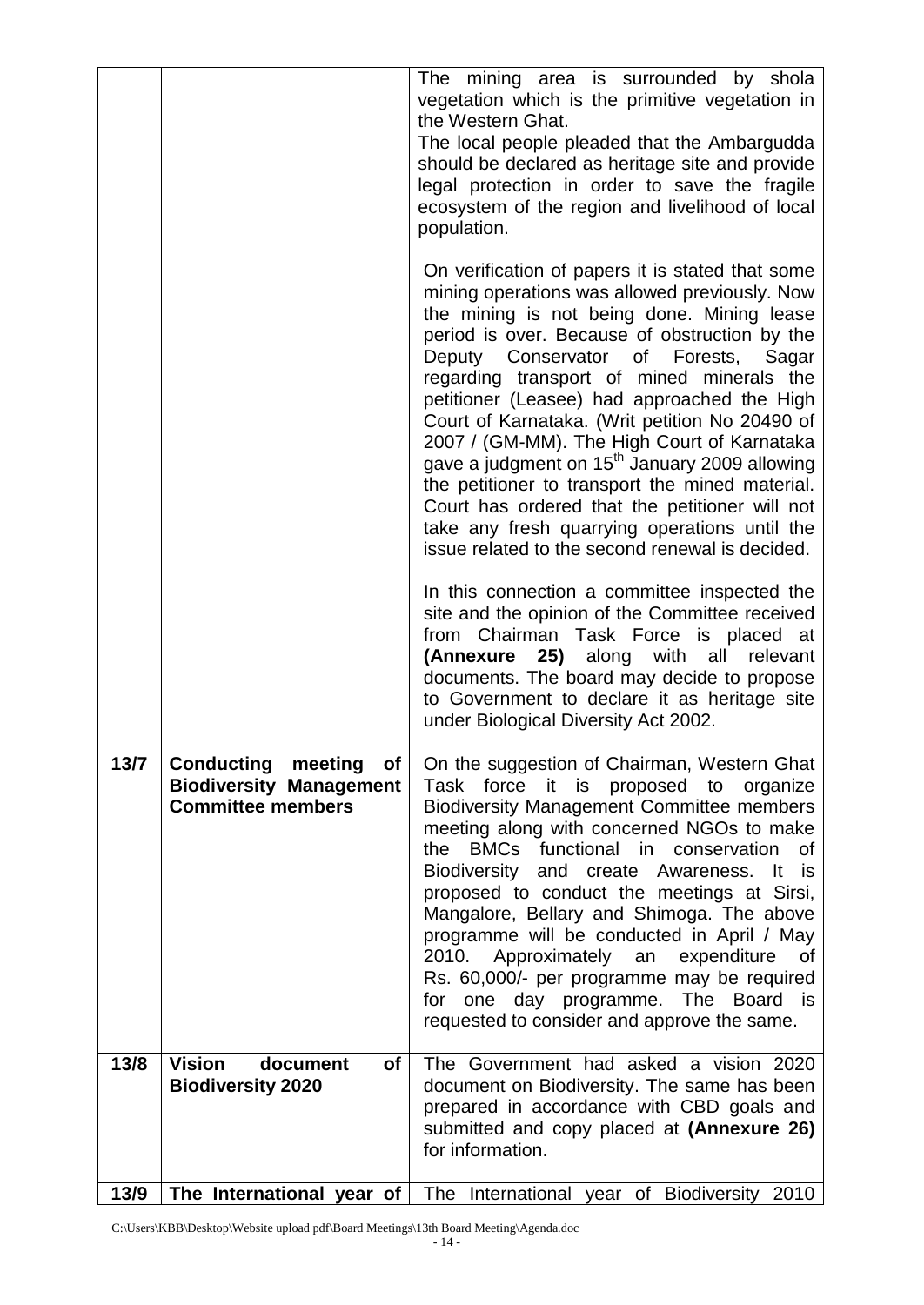| | | |
|---|---|---|
| | | The mining area is surrounded by shola vegetation which is the primitive vegetation in the Western Ghat.<br>The local people pleaded that the Ambargudda should be declared as heritage site and provide legal protection in order to save the fragile ecosystem of the region and livelihood of local population.<br><br>On verification of papers it is stated that some mining operations was allowed previously. Now the mining is not being done. Mining lease period is over. Because of obstruction by the Deputy Conservator of Forests, Sagar regarding transport of mined minerals the petitioner (Leasee) had approached the High Court of Karnataka. (Writ petition No 20490 of 2007 / (GM-MM). The High Court of Karnataka gave a judgment on 15th January 2009 allowing the petitioner to transport the mined material. Court has ordered that the petitioner will not take any fresh quarrying operations until the issue related to the second renewal is decided.<br><br>In this connection a committee inspected the site and the opinion of the Committee received from Chairman Task Force is placed at **(Annexure 25)** along with all relevant documents. The board may decide to propose to Government to declare it as heritage site under Biological Diversity Act 2002. |
| **13/7** | **Conducting meeting of Biodiversity Management Committee members** | On the suggestion of Chairman, Western Ghat Task force it is proposed to organize Biodiversity Management Committee members meeting along with concerned NGOs to make the BMCs functional in conservation of Biodiversity and create Awareness. It is proposed to conduct the meetings at Sirsi, Mangalore, Bellary and Shimoga. The above programme will be conducted in April / May 2010. Approximately an expenditure of Rs. 60,000/- per programme may be required for one day programme. The Board is requested to consider and approve the same. |
| **13/8** | **Vision document of Biodiversity 2020** | The Government had asked a vision 2020 document on Biodiversity. The same has been prepared in accordance with CBD goals and submitted and copy placed at **(Annexure 26)** for information. |
| **13/9** | **The International year of** | The International year of Biodiversity 2010 |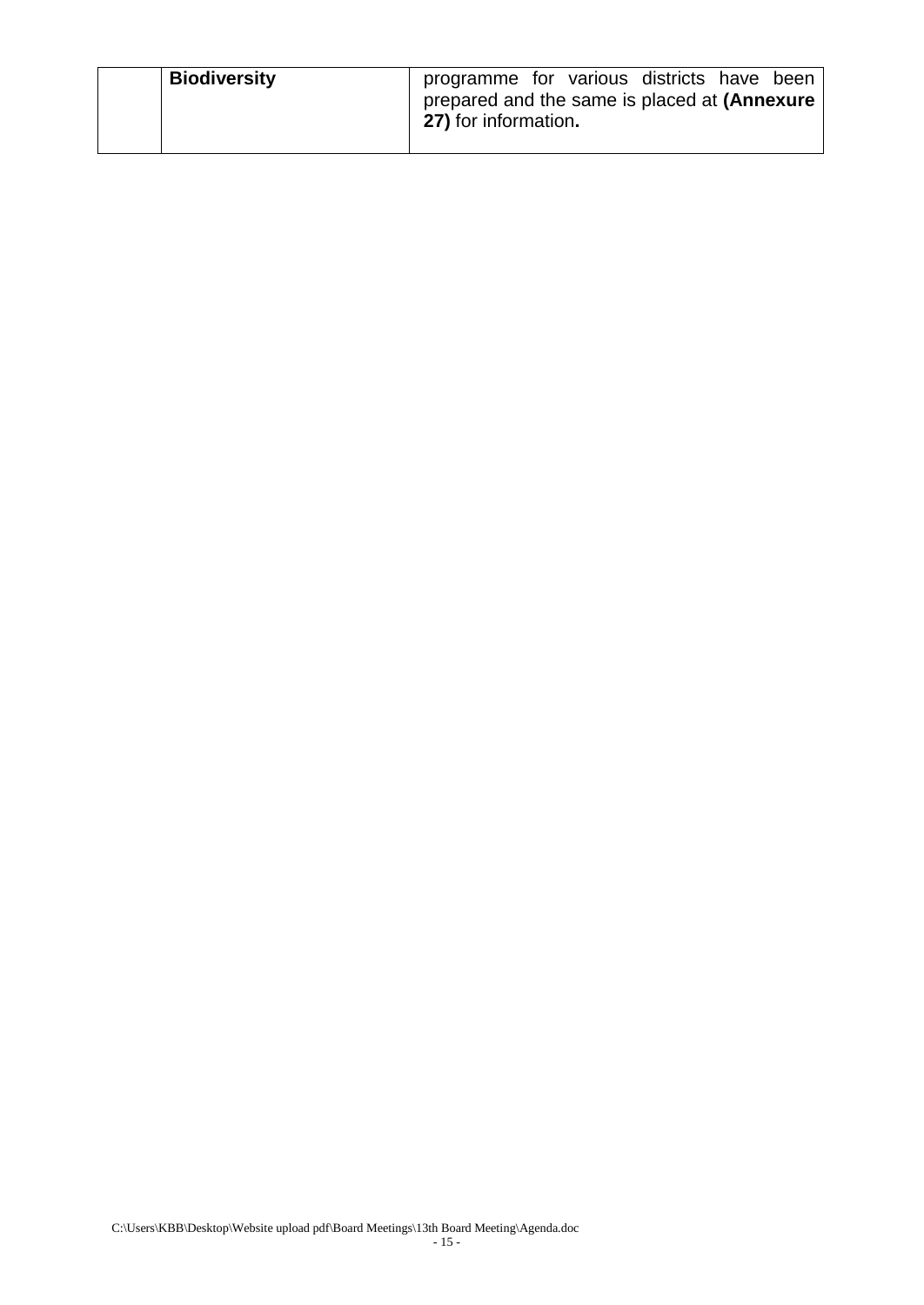|  | **Biodiversity** | programme for various districts have been prepared and the same is placed at **(Annexure 27)** for information**.** |
|---|---|---|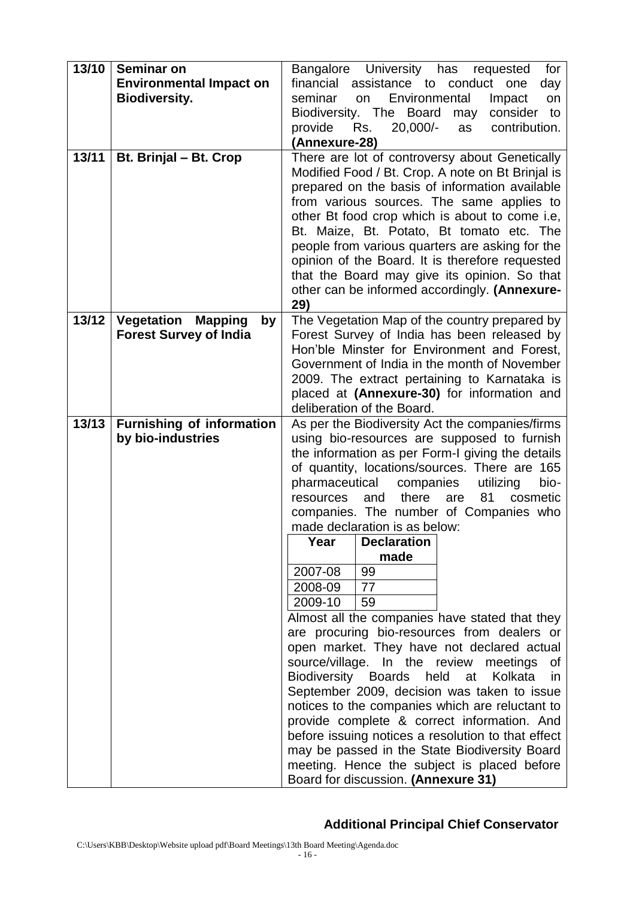| | | |
|---|---|---|
| 13/10 | **Seminar on Environmental Impact on Biodiversity.** | Bangalore University has requested for financial assistance to conduct one day seminar on Environmental Impact on Biodiversity. The Board may consider to provide Rs. 20,000/- as contribution. **(Annexure-28)** |
| 13/11 | **Bt. Brinjal – Bt. Crop** | There are lot of controversy about Genetically Modified Food / Bt. Crop. A note on Bt Brinjal is prepared on the basis of information available from various sources. The same applies to other Bt food crop which is about to come i.e, Bt. Maize, Bt. Potato, Bt tomato etc. The people from various quarters are asking for the opinion of the Board. It is therefore requested that the Board may give its opinion. So that other can be informed accordingly. **(Annexure-29)** |
| 13/12 | **Vegetation Mapping by Forest Survey of India** | The Vegetation Map of the country prepared by Forest Survey of India has been released by Hon'ble Minster for Environment and Forest, Government of India in the month of November 2009. The extract pertaining to Karnataka is placed at **(Annexure-30)** for information and deliberation of the Board. |
| 13/13 | **Furnishing of information by bio-industries** | As per the Biodiversity Act the companies/firms using bio-resources are supposed to furnish the information as per Form-I giving the details of quantity, locations/sources. There are 165 pharmaceutical companies utilizing bio-resources and there are 81 cosmetic companies. The number of Companies who made declaration is as below:<br><br>**Year** – **Declaration made**<br>2007-08 – 99<br>2008-09 – 77<br>2009-10 – 59<br><br>Almost all the companies have stated that they are procuring bio-resources from dealers or open market. They have not declared actual source/village. In the review meetings of Biodiversity Boards held at Kolkata in September 2009, decision was taken to issue notices to the companies which are reluctant to provide complete & correct information. And before issuing notices a resolution to that effect may be passed in the State Biodiversity Board meeting. Hence the subject is placed before Board for discussion. **(Annexure 31)** |

**Additional Principal Chief Conservator**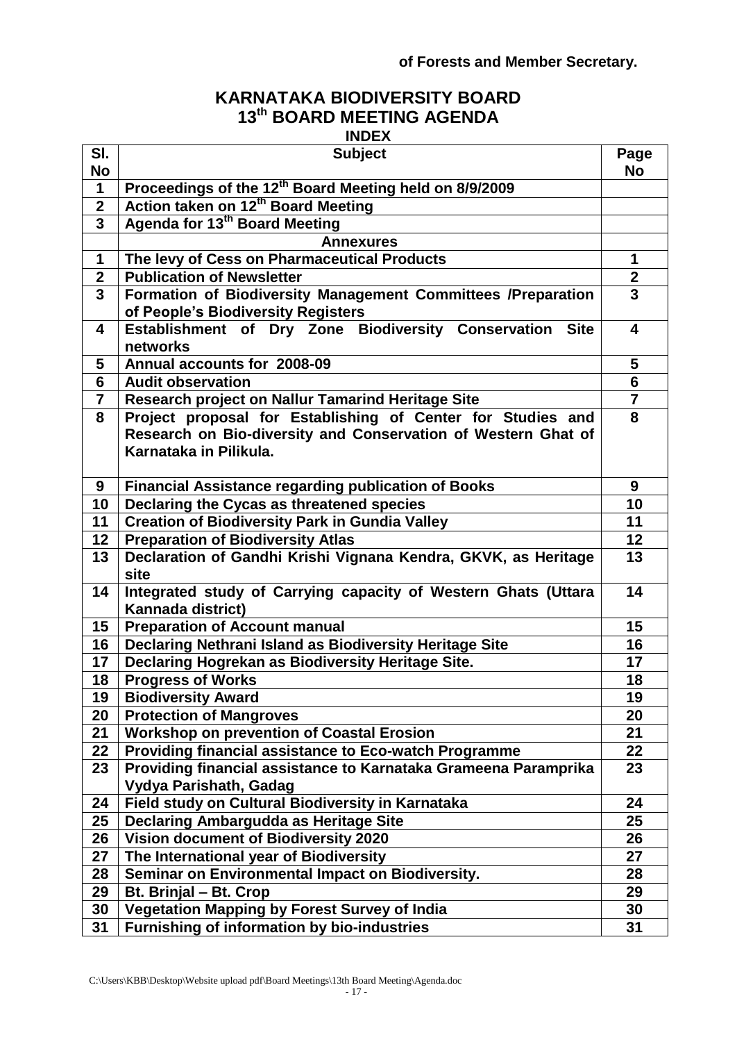**of Forests and Member Secretary.**

# KARNATAKA BIODIVERSITY BOARD
## 13th BOARD MEETING AGENDA
### INDEX

| Sl. No | Subject | Page No |
|---|---|---|
| 1 | Proceedings of the 12th Board Meeting held on 8/9/2009 | |
| 2 | Action taken on 12th Board Meeting | |
| 3 | Agenda for 13th Board Meeting | |
| | Annexures | |
| 1 | The levy of Cess on Pharmaceutical Products | 1 |
| 2 | Publication of Newsletter | 2 |
| 3 | Formation of Biodiversity Management Committees /Preparation of People's Biodiversity Registers | 3 |
| 4 | Establishment of Dry Zone Biodiversity Conservation Site networks | 4 |
| 5 | Annual accounts for 2008-09 | 5 |
| 6 | Audit observation | 6 |
| 7 | Research project on Nallur Tamarind Heritage Site | 7 |
| 8 | Project proposal for Establishing of Center for Studies and Research on Bio-diversity and Conservation of Western Ghat of Karnataka in Pilikula. | 8 |
| 9 | Financial Assistance regarding publication of Books | 9 |
| 10 | Declaring the Cycas as threatened species | 10 |
| 11 | Creation of Biodiversity Park in Gundia Valley | 11 |
| 12 | Preparation of Biodiversity Atlas | 12 |
| 13 | Declaration of Gandhi Krishi Vignana Kendra, GKVK, as Heritage site | 13 |
| 14 | Integrated study of Carrying capacity of Western Ghats (Uttara Kannada district) | 14 |
| 15 | Preparation of Account manual | 15 |
| 16 | Declaring Nethrani Island as Biodiversity Heritage Site | 16 |
| 17 | Declaring Hogrekan as Biodiversity Heritage Site. | 17 |
| 18 | Progress of Works | 18 |
| 19 | Biodiversity Award | 19 |
| 20 | Protection of Mangroves | 20 |
| 21 | Workshop on prevention of Coastal Erosion | 21 |
| 22 | Providing financial assistance to Eco-watch Programme | 22 |
| 23 | Providing financial assistance to Karnataka Grameena Paramprika Vydya Parishath, Gadag | 23 |
| 24 | Field study on Cultural Biodiversity in Karnataka | 24 |
| 25 | Declaring Ambargudda as Heritage Site | 25 |
| 26 | Vision document of Biodiversity 2020 | 26 |
| 27 | The International year of Biodiversity | 27 |
| 28 | Seminar on Environmental Impact on Biodiversity. | 28 |
| 29 | Bt. Brinjal – Bt. Crop | 29 |
| 30 | Vegetation Mapping by Forest Survey of India | 30 |
| 31 | Furnishing of information by bio-industries | 31 |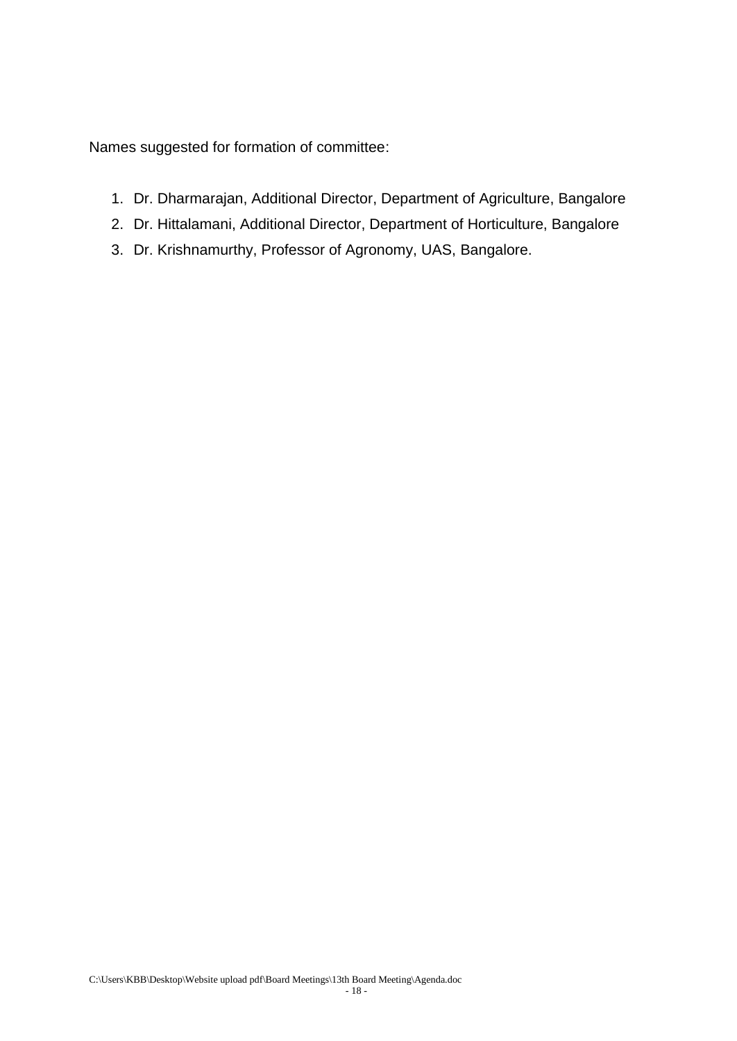Names suggested for formation of committee:

1. Dr. Dharmarajan, Additional Director, Department of Agriculture, Bangalore
2. Dr. Hittalamani, Additional Director, Department of Horticulture, Bangalore
3. Dr. Krishnamurthy, Professor of Agronomy, UAS, Bangalore.